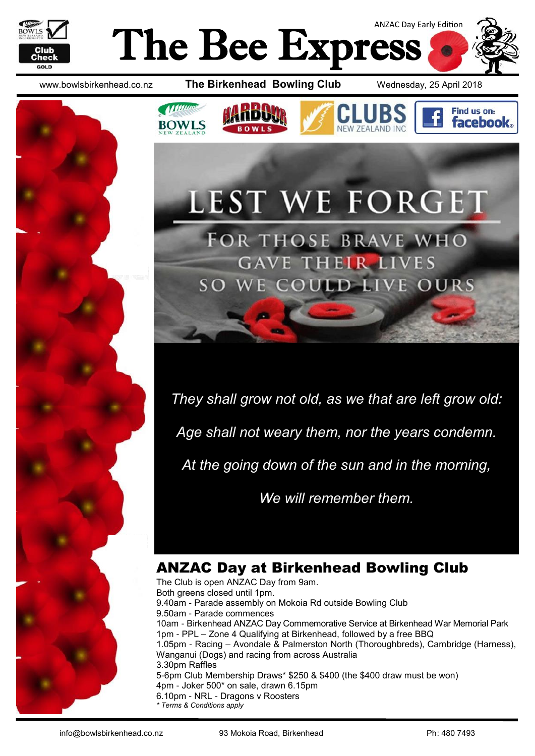# The Bee Express

ANZAC Day Early Edition

www.bowlsbirkenhead.co.nz **The Birkenhead Bowling Club** Wednesday, 25 April 2018

LEST WE FORGET

FOR THOSE BRAVE WHO GAVE THEIR LIVES SO WE COULD LIVE OURS

*They shall grow not old, as we that are left grow old:*

*Age shall not weary them, nor the years condemn.*

*At the going down of the sun and in the morning,*

*We will remember them.*

## ANZAC Day at Birkenhead Bowling Club

The Club is open ANZAC Day from 9am.
Both greens closed until 1pm.
9.40am - Parade assembly on Mokoia Rd outside Bowling Club
9.50am - Parade commences
10am - Birkenhead ANZAC Day Commemorative Service at Birkenhead War Memorial Park
1pm - PPL – Zone 4 Qualifying at Birkenhead, followed by a free BBQ
1.05pm - Racing – Avondale & Palmerston North (Thoroughbreds), Cambridge (Harness), Wanganui (Dogs) and racing from across Australia
3.30pm Raffles
5-6pm Club Membership Draws* $250 & $400 (the $400 draw must be won)
4pm - Joker 500* on sale, drawn 6.15pm
6.10pm - NRL - Dragons v Roosters
*\* Terms & Conditions apply*

info@bowlsbirkenhead.co.nz 93 Mokoia Road, Birkenhead Ph: 480 7493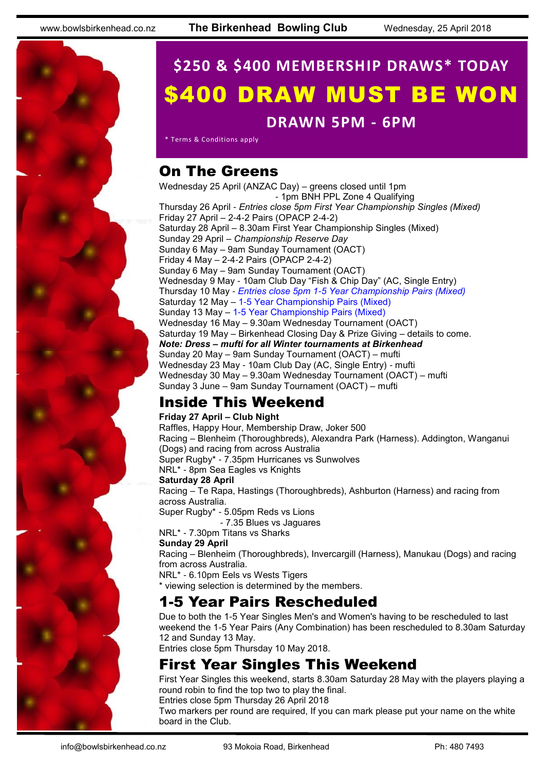## $250 & $400 MEMBERSHIP DRAWS* TODAY

# $400 DRAW MUST BE WON

## DRAWN 5PM - 6PM

* Terms & Conditions apply

## On The Greens

Wednesday 25 April (ANZAC Day) – greens closed until 1pm
- 1pm BNH PPL Zone 4 Qualifying

Thursday 26 April - *Entries close 5pm First Year Championship Singles (Mixed)*
Friday 27 April – 2-4-2 Pairs (OPACP 2-4-2)
Saturday 28 April – 8.30am First Year Championship Singles (Mixed)
Sunday 29 April – *Championship Reserve Day*
Sunday 6 May – 9am Sunday Tournament (OACT)
Friday 4 May – 2-4-2 Pairs (OPACP 2-4-2)
Sunday 6 May – 9am Sunday Tournament (OACT)
Wednesday 9 May - 10am Club Day "Fish & Chip Day" (AC, Single Entry)
Thursday 10 May - *Entries close 5pm 1-5 Year Championship Pairs (Mixed)*
Saturday 12 May – 1-5 Year Championship Pairs (Mixed)
Sunday 13 May – 1-5 Year Championship Pairs (Mixed)
Wednesday 16 May – 9.30am Wednesday Tournament (OACT)
Saturday 19 May – Birkenhead Closing Day & Prize Giving – details to come.
***Note: Dress – mufti for all Winter tournaments at Birkenhead***
Sunday 20 May – 9am Sunday Tournament (OACT) – mufti
Wednesday 23 May - 10am Club Day (AC, Single Entry) - mufti
Wednesday 30 May – 9.30am Wednesday Tournament (OACT) – mufti
Sunday 3 June – 9am Sunday Tournament (OACT) – mufti

## Inside This Weekend

**Friday 27 April – Club Night**
Raffles, Happy Hour, Membership Draw, Joker 500
Racing – Blenheim (Thoroughbreds), Alexandra Park (Harness). Addington, Wanganui (Dogs) and racing from across Australia
Super Rugby* - 7.35pm Hurricanes vs Sunwolves
NRL* - 8pm Sea Eagles vs Knights

**Saturday 28 April**
Racing – Te Rapa, Hastings (Thoroughbreds), Ashburton (Harness) and racing from across Australia.
Super Rugby* - 5.05pm Reds vs Lions
- 7.35 Blues vs Jaguares

NRL* - 7.30pm Titans vs Sharks

**Sunday 29 April**
Racing – Blenheim (Thoroughbreds), Invercargill (Harness), Manukau (Dogs) and racing from across Australia.
NRL* - 6.10pm Eels vs Wests Tigers
* viewing selection is determined by the members.

## 1-5 Year Pairs Rescheduled

Due to both the 1-5 Year Singles Men's and Women's having to be rescheduled to last weekend the 1-5 Year Pairs (Any Combination) has been rescheduled to 8.30am Saturday 12 and Sunday 13 May.
Entries close 5pm Thursday 10 May 2018.

## First Year Singles This Weekend

First Year Singles this weekend, starts 8.30am Saturday 28 May with the players playing a round robin to find the top two to play the final.
Entries close 5pm Thursday 26 April 2018
Two markers per round are required, If you can mark please put your name on the white board in the Club.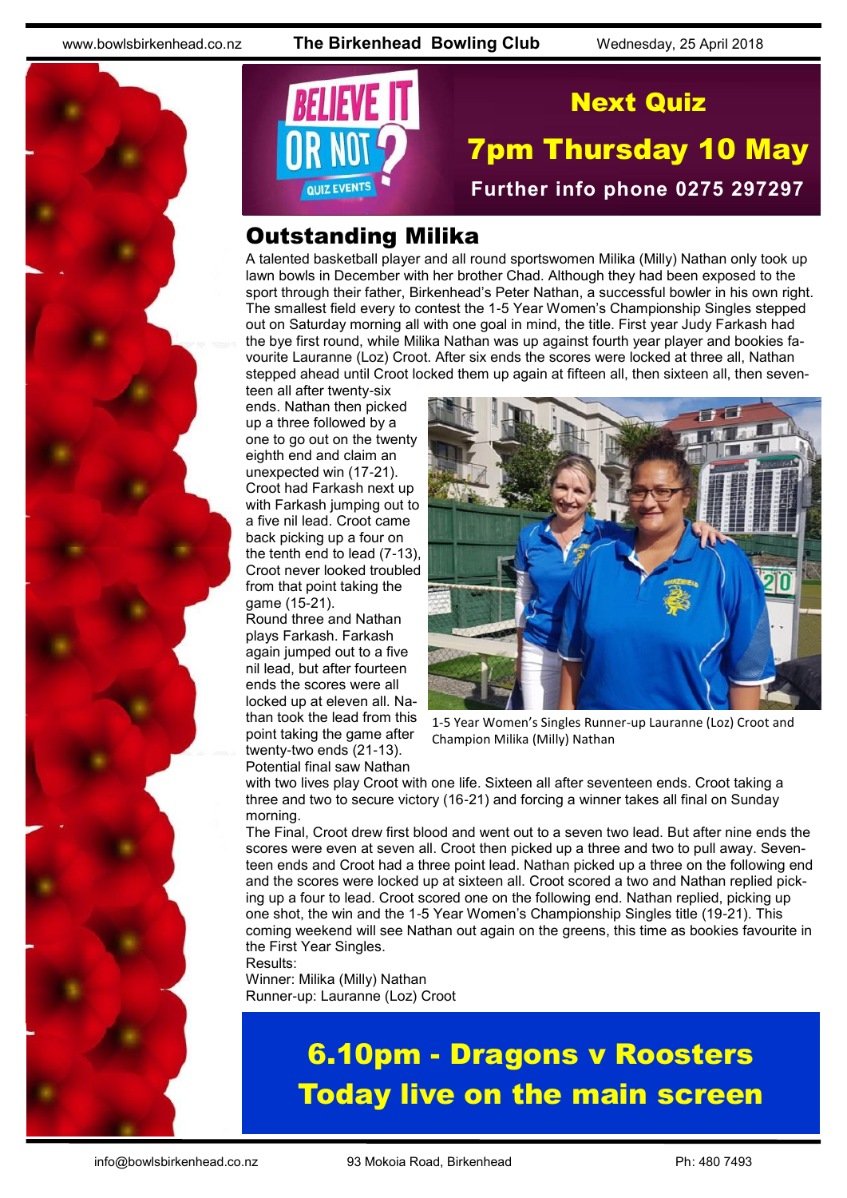## Next Quiz

## 7pm Thursday 10 May

**Further info phone 0275 297297**

# Outstanding Milika

A talented basketball player and all round sportswomen Milika (Milly) Nathan only took up lawn bowls in December with her brother Chad. Although they had been exposed to the sport through their father, Birkenhead's Peter Nathan, a successful bowler in his own right. The smallest field every to contest the 1-5 Year Women's Championship Singles stepped out on Saturday morning all with one goal in mind, the title. First year Judy Farkash had the bye first round, while Milika Nathan was up against fourth year player and bookies favourite Lauranne (Loz) Croot. After six ends the scores were locked at three all, Nathan stepped ahead until Croot locked them up again at fifteen all, then sixteen all, then seventeen all after twenty-six ends. Nathan then picked up a three followed by a one to go out on the twenty eighth end and claim an unexpected win (17-21). Croot had Farkash next up with Farkash jumping out to a five nil lead. Croot came back picking up a four on the tenth end to lead (7-13), Croot never looked troubled from that point taking the game (15-21).

Round three and Nathan plays Farkash. Farkash again jumped out to a five nil lead, but after fourteen ends the scores were all locked up at eleven all. Nathan took the lead from this point taking the game after twenty-two ends (21-13). Potential final saw Nathan with two lives play Croot with one life. Sixteen all after seventeen ends. Croot taking a three and two to secure victory (16-21) and forcing a winner takes all final on Sunday morning.

1-5 Year Women's Singles Runner-up Lauranne (Loz) Croot and Champion Milika (Milly) Nathan

The Final, Croot drew first blood and went out to a seven two lead. But after nine ends the scores were even at seven all. Croot then picked up a three and two to pull away. Seventeen ends and Croot had a three point lead. Nathan picked up a three on the following end and the scores were locked up at sixteen all. Croot scored a two and Nathan replied picking up a four to lead. Croot scored one on the following end. Nathan replied, picking up one shot, the win and the 1-5 Year Women's Championship Singles title (19-21). This coming weekend will see Nathan out again on the greens, this time as bookies favourite in the First Year Singles.

Results:

Winner: Milika (Milly) Nathan

Runner-up: Lauranne (Loz) Croot

## 6.10pm - Dragons v Roosters
## Today live on the main screen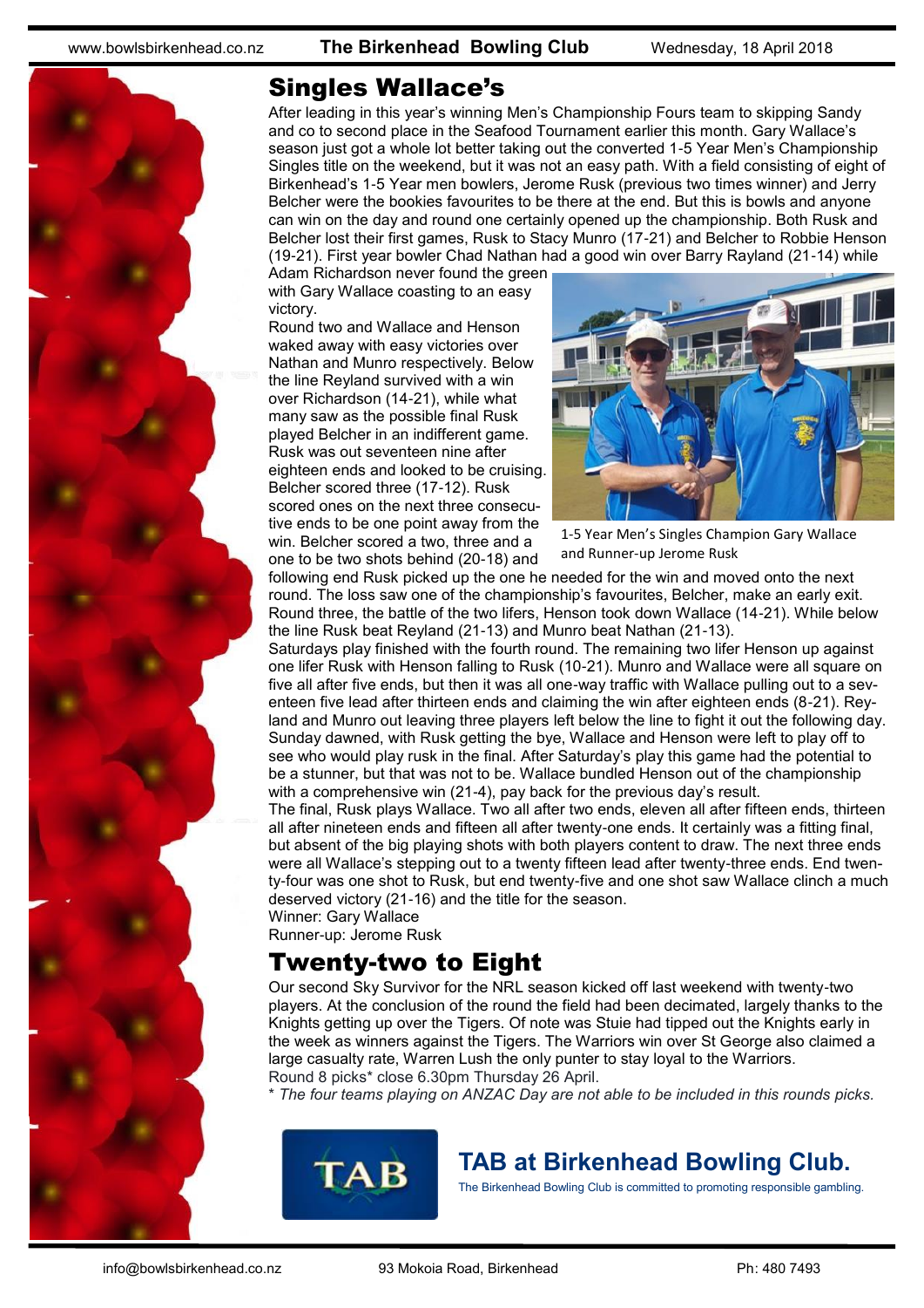## Singles Wallace's

After leading in this year's winning Men's Championship Fours team to skipping Sandy and co to second place in the Seafood Tournament earlier this month. Gary Wallace's season just got a whole lot better taking out the converted 1-5 Year Men's Championship Singles title on the weekend, but it was not an easy path. With a field consisting of eight of Birkenhead's 1-5 Year men bowlers, Jerome Rusk (previous two times winner) and Jerry Belcher were the bookies favourites to be there at the end. But this is bowls and anyone can win on the day and round one certainly opened up the championship. Both Rusk and Belcher lost their first games, Rusk to Stacy Munro (17-21) and Belcher to Robbie Henson (19-21). First year bowler Chad Nathan had a good win over Barry Rayland (21-14) while Adam Richardson never found the green with Gary Wallace coasting to an easy victory.

Round two and Wallace and Henson waked away with easy victories over Nathan and Munro respectively. Below the line Reyland survived with a win over Richardson (14-21), while what many saw as the possible final Rusk played Belcher in an indifferent game. Rusk was out seventeen nine after eighteen ends and looked to be cruising. Belcher scored three (17-12). Rusk scored ones on the next three consecutive ends to be one point away from the win. Belcher scored a two, three and a one to be two shots behind (20-18) and following end Rusk picked up the one he needed for the win and moved onto the next round. The loss saw one of the championship's favourites, Belcher, make an early exit. Round three, the battle of the two lifers, Henson took down Wallace (14-21). While below the line Rusk beat Reyland (21-13) and Munro beat Nathan (21-13).

1-5 Year Men's Singles Champion Gary Wallace and Runner-up Jerome Rusk

Saturdays play finished with the fourth round. The remaining two lifer Henson up against one lifer Rusk with Henson falling to Rusk (10-21). Munro and Wallace were all square on five all after five ends, but then it was all one-way traffic with Wallace pulling out to a seventeen five lead after thirteen ends and claiming the win after eighteen ends (8-21). Reyland and Munro out leaving three players left below the line to fight it out the following day. Sunday dawned, with Rusk getting the bye, Wallace and Henson were left to play off to see who would play rusk in the final. After Saturday's play this game had the potential to be a stunner, but that was not to be. Wallace bundled Henson out of the championship with a comprehensive win (21-4), pay back for the previous day's result.

The final, Rusk plays Wallace. Two all after two ends, eleven all after fifteen ends, thirteen all after nineteen ends and fifteen all after twenty-one ends. It certainly was a fitting final, but absent of the big playing shots with both players content to draw. The next three ends were all Wallace's stepping out to a twenty fifteen lead after twenty-three ends. End twenty-four was one shot to Rusk, but end twenty-five and one shot saw Wallace clinch a much deserved victory (21-16) and the title for the season.

Winner: Gary Wallace
Runner-up: Jerome Rusk

## Twenty-two to Eight

Our second Sky Survivor for the NRL season kicked off last weekend with twenty-two players. At the conclusion of the round the field had been decimated, largely thanks to the Knights getting up over the Tigers. Of note was Stuie had tipped out the Knights early in the week as winners against the Tigers. The Warriors win over St George also claimed a large casualty rate, Warren Lush the only punter to stay loyal to the Warriors.

Round 8 picks* close 6.30pm Thursday 26 April.

* *The four teams playing on ANZAC Day are not able to be included in this rounds picks.*

## TAB at Birkenhead Bowling Club.

The Birkenhead Bowling Club is committed to promoting responsible gambling.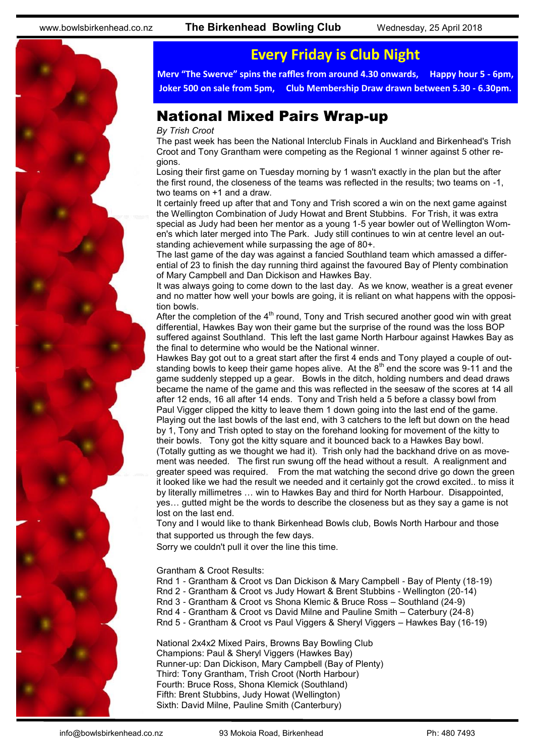## Every Friday is Club Night

**Merv "The Swerve" spins the raffles from around 4.30 onwards, Happy hour 5 - 6pm, Joker 500 on sale from 5pm, Club Membership Draw drawn between 5.30 - 6.30pm.**

# National Mixed Pairs Wrap-up

*By Trish Croot*

The past week has been the National Interclub Finals in Auckland and Birkenhead's Trish Croot and Tony Grantham were competing as the Regional 1 winner against 5 other regions.

Losing their first game on Tuesday morning by 1 wasn't exactly in the plan but the after the first round, the closeness of the teams was reflected in the results; two teams on -1, two teams on +1 and a draw.

It certainly freed up after that and Tony and Trish scored a win on the next game against the Wellington Combination of Judy Howat and Brent Stubbins. For Trish, it was extra special as Judy had been her mentor as a young 1-5 year bowler out of Wellington Women's which later merged into The Park. Judy still continues to win at centre level an outstanding achievement while surpassing the age of 80+.

The last game of the day was against a fancied Southland team which amassed a differential of 23 to finish the day running third against the favoured Bay of Plenty combination of Mary Campbell and Dan Dickison and Hawkes Bay.

It was always going to come down to the last day. As we know, weather is a great evener and no matter how well your bowls are going, it is reliant on what happens with the opposition bowls.

After the completion of the 4th round, Tony and Trish secured another good win with great differential, Hawkes Bay won their game but the surprise of the round was the loss BOP suffered against Southland. This left the last game North Harbour against Hawkes Bay as the final to determine who would be the National winner.

Hawkes Bay got out to a great start after the first 4 ends and Tony played a couple of outstanding bowls to keep their game hopes alive. At the 8th end the score was 9-11 and the game suddenly stepped up a gear. Bowls in the ditch, holding numbers and dead draws became the name of the game and this was reflected in the seesaw of the scores at 14 all after 12 ends, 16 all after 14 ends. Tony and Trish held a 5 before a classy bowl from Paul Vigger clipped the kitty to leave them 1 down going into the last end of the game. Playing out the last bowls of the last end, with 3 catchers to the left but down on the head by 1, Tony and Trish opted to stay on the forehand looking for movement of the kitty to their bowls. Tony got the kitty square and it bounced back to a Hawkes Bay bowl. (Totally gutting as we thought we had it). Trish only had the backhand drive on as movement was needed. The first run swung off the head without a result. A realignment and greater speed was required. From the mat watching the second drive go down the green it looked like we had the result we needed and it certainly got the crowd excited.. to miss it by literally millimetres … win to Hawkes Bay and third for North Harbour. Disappointed, yes… gutted might be the words to describe the closeness but as they say a game is not lost on the last end.

Tony and I would like to thank Birkenhead Bowls club, Bowls North Harbour and those that supported us through the few days.

Sorry we couldn't pull it over the line this time.

Grantham & Croot Results:

Rnd 1 - Grantham & Croot vs Dan Dickison & Mary Campbell - Bay of Plenty (18-19)
Rnd 2 - Grantham & Croot vs Judy Howart & Brent Stubbins - Wellington (20-14)
Rnd 3 - Grantham & Croot vs Shona Klemic & Bruce Ross – Southland (24-9)
Rnd 4 - Grantham & Croot vs David Milne and Pauline Smith – Caterbury (24-8)
Rnd 5 - Grantham & Croot vs Paul Viggers & Sheryl Viggers – Hawkes Bay (16-19)

National 2x4x2 Mixed Pairs, Browns Bay Bowling Club
Champions: Paul & Sheryl Viggers (Hawkes Bay)
Runner-up: Dan Dickison, Mary Campbell (Bay of Plenty)
Third: Tony Grantham, Trish Croot (North Harbour)
Fourth: Bruce Ross, Shona Klemick (Southland)
Fifth: Brent Stubbins, Judy Howat (Wellington)
Sixth: David Milne, Pauline Smith (Canterbury)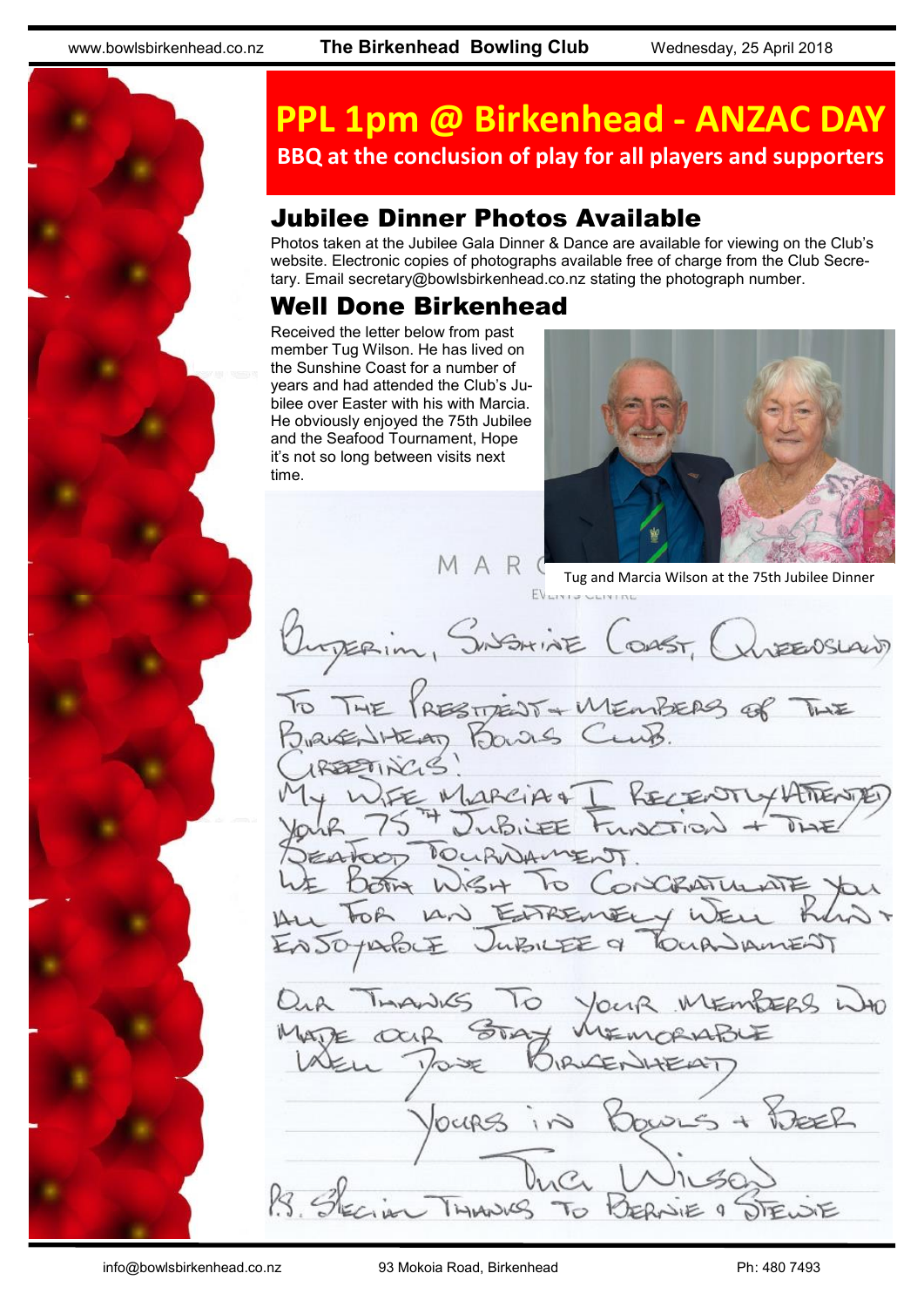# PPL 1pm @ Birkenhead - ANZAC DAY

**BBQ at the conclusion of play for all players and supporters**

## Jubilee Dinner Photos Available

Photos taken at the Jubilee Gala Dinner & Dance are available for viewing on the Club's website. Electronic copies of photographs available free of charge from the Club Secretary. Email secretary@bowlsbirkenhead.co.nz stating the photograph number.

## Well Done Birkenhead

Received the letter below from past member Tug Wilson. He has lived on the Sunshine Coast for a number of years and had attended the Club's Jubilee over Easter with his with Marcia. He obviously enjoyed the 75th Jubilee and the Seafood Tournament, Hope it's not so long between visits next time.

Tug and Marcia Wilson at the 75th Jubilee Dinner

Buderim, Sunshine Coast, Queensland

To The President + Members of The Birkenhead Bowls Club.

Greetings!

My wife Marcia + I recently attended your 75th Jubilee Function + the Seafood Tournament.

We both wish to congratulate you all for an extremely well run + enjoyable Jubilee & Tournament

Our thanks to your members who made our stay memorable

Well done Birkenhead

Yours in Bowls + Beer

Tug Wilson

P.S. Special thanks to Bernie & Stewie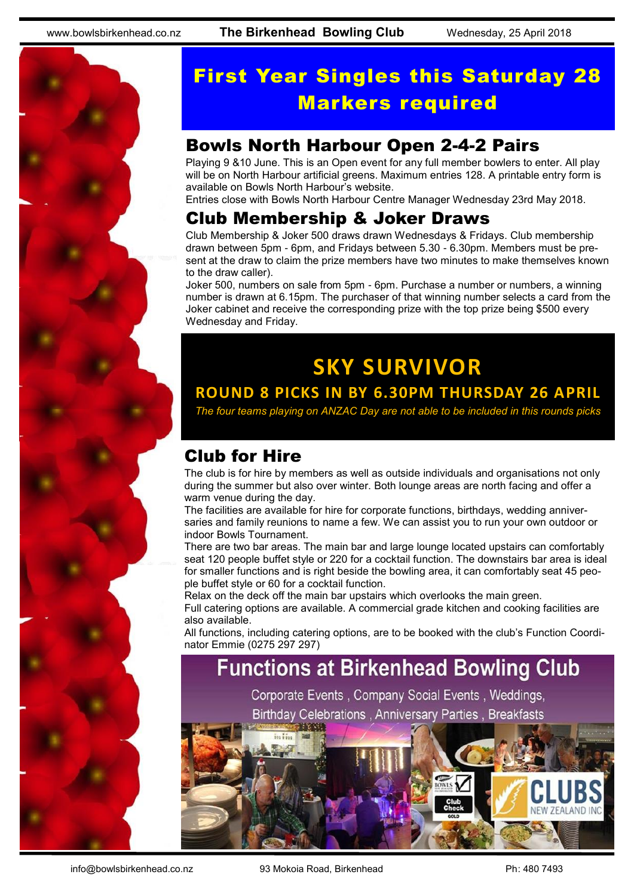# First Year Singles this Saturday 28 Markers required

## Bowls North Harbour Open 2-4-2 Pairs

Playing 9 &10 June. This is an Open event for any full member bowlers to enter. All play will be on North Harbour artificial greens. Maximum entries 128. A printable entry form is available on Bowls North Harbour's website.

Entries close with Bowls North Harbour Centre Manager Wednesday 23rd May 2018.

## Club Membership & Joker Draws

Club Membership & Joker 500 draws drawn Wednesdays & Fridays. Club membership drawn between 5pm - 6pm, and Fridays between 5.30 - 6.30pm. Members must be present at the draw to claim the prize members have two minutes to make themselves known to the draw caller).

Joker 500, numbers on sale from 5pm - 6pm. Purchase a number or numbers, a winning number is drawn at 6.15pm. The purchaser of that winning number selects a card from the Joker cabinet and receive the corresponding prize with the top prize being $500 every Wednesday and Friday.

## SKY SURVIVOR

**ROUND 8 PICKS IN BY 6.30PM THURSDAY 26 APRIL**

*The four teams playing on ANZAC Day are not able to be included in this rounds picks*

## Club for Hire

The club is for hire by members as well as outside individuals and organisations not only during the summer but also over winter. Both lounge areas are north facing and offer a warm venue during the day.

The facilities are available for hire for corporate functions, birthdays, wedding anniversaries and family reunions to name a few. We can assist you to run your own outdoor or indoor Bowls Tournament.

There are two bar areas. The main bar and large lounge located upstairs can comfortably seat 120 people buffet style or 220 for a cocktail function. The downstairs bar area is ideal for smaller functions and is right beside the bowling area, it can comfortably seat 45 people buffet style or 60 for a cocktail function.

Relax on the deck off the main bar upstairs which overlooks the main green.

Full catering options are available. A commercial grade kitchen and cooking facilities are also available.

All functions, including catering options, are to be booked with the club's Function Coordinator Emmie (0275 297 297)

## Functions at Birkenhead Bowling Club

Corporate Events , Company Social Events , Weddings, Birthday Celebrations , Anniversary Parties , Breakfasts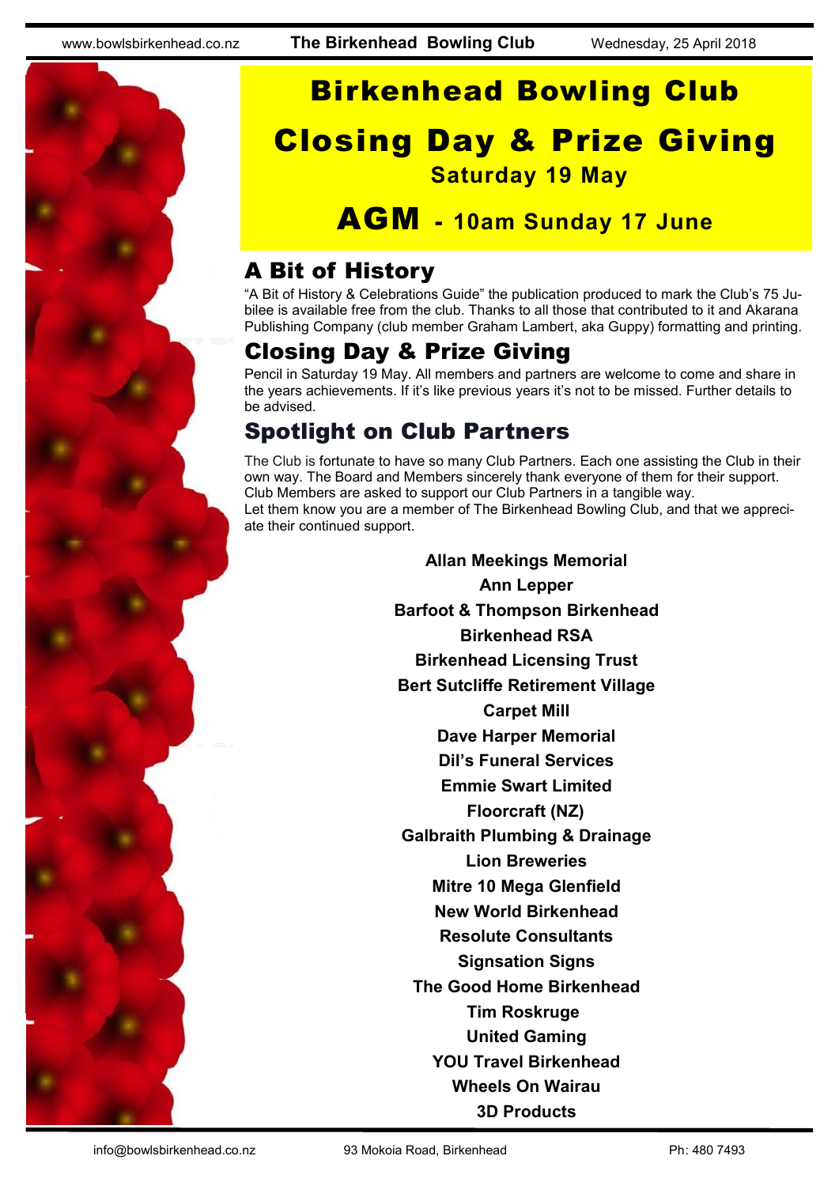# Birkenhead Bowling Club

# Closing Day & Prize Giving

**Saturday 19 May**

# AGM - 10am Sunday 17 June

## A Bit of History

"A Bit of History & Celebrations Guide" the publication produced to mark the Club's 75 Jubilee is available free from the club. Thanks to all those that contributed to it and Akarana Publishing Company (club member Graham Lambert, aka Guppy) formatting and printing.

## Closing Day & Prize Giving

Pencil in Saturday 19 May. All members and partners are welcome to come and share in the years achievements. If it's like previous years it's not to be missed. Further details to be advised.

## Spotlight on Club Partners

The Club is fortunate to have so many Club Partners. Each one assisting the Club in their own way. The Board and Members sincerely thank everyone of them for their support. Club Members are asked to support our Club Partners in a tangible way.
Let them know you are a member of The Birkenhead Bowling Club, and that we appreciate their continued support.

**Allan Meekings Memorial**
**Ann Lepper**
**Barfoot & Thompson Birkenhead**
**Birkenhead RSA**
**Birkenhead Licensing Trust**
**Bert Sutcliffe Retirement Village**
**Carpet Mill**
**Dave Harper Memorial**
**Dil's Funeral Services**
**Emmie Swart Limited**
**Floorcraft (NZ)**
**Galbraith Plumbing & Drainage**
**Lion Breweries**
**Mitre 10 Mega Glenfield**
**New World Birkenhead**
**Resolute Consultants**
**Signsation Signs**
**The Good Home Birkenhead**
**Tim Roskruge**
**United Gaming**
**YOU Travel Birkenhead**
**Wheels On Wairau**
**3D Products**

info@bowlsbirkenhead.co.nz 93 Mokoia Road, Birkenhead Ph: 480 7493